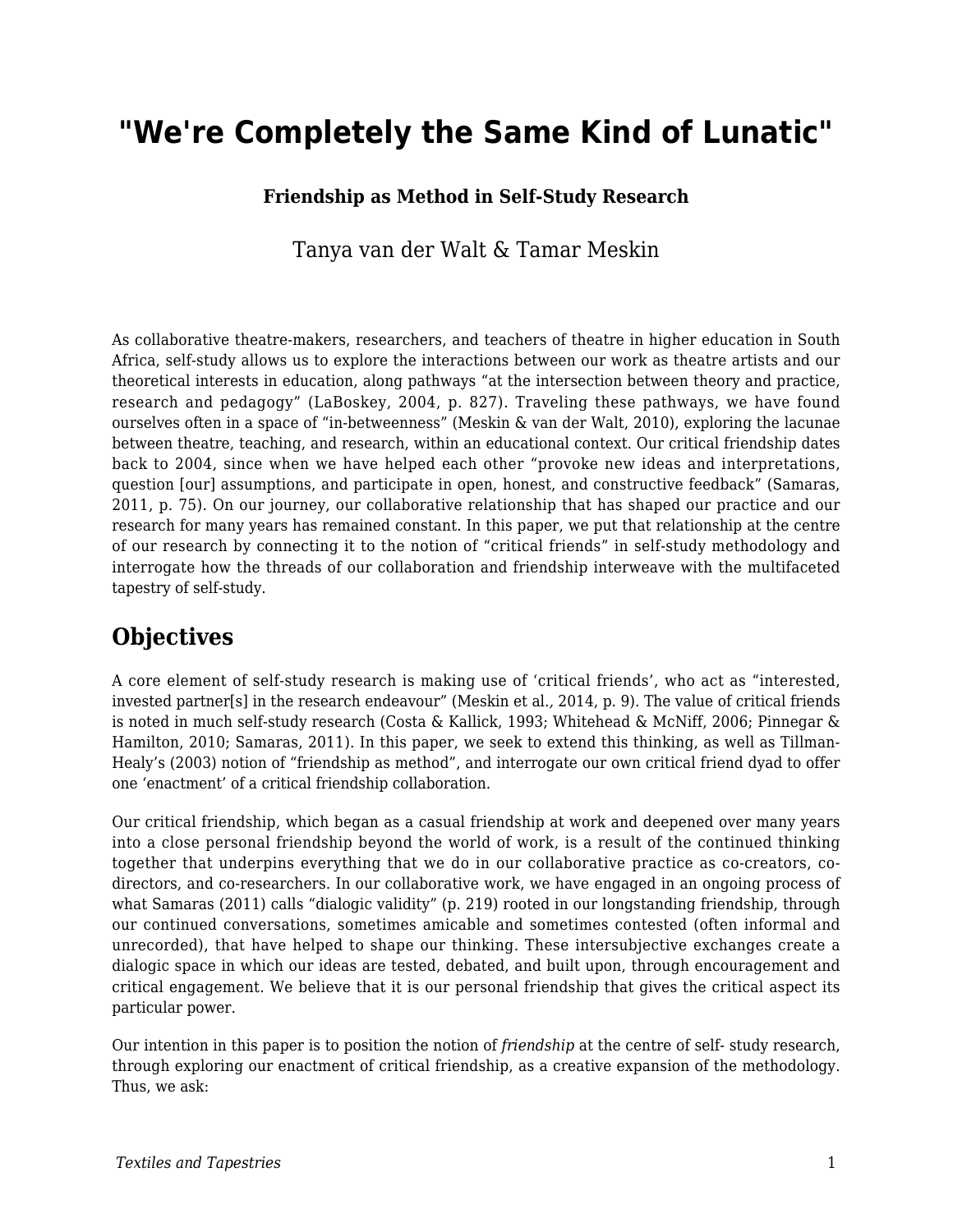# "We're Completely the Same Kind of Lunatic"

**Friendship as Method in Self-Study Research**

Tanya van der Walt & Tamar Meskin

As collaborative theatre-makers, researchers, and teachers of theatre in higher education in South Africa, self-study allows us to explore the interactions between our work as theatre artists and our theoretical interests in education, along pathways "at the intersection between theory and practice, research and pedagogy" (LaBoskey, 2004, p. 827). Traveling these pathways, we have found ourselves often in a space of "in-betweenness" (Meskin & van der Walt, 2010), exploring the lacunae between theatre, teaching, and research, within an educational context. Our critical friendship dates back to 2004, since when we have helped each other "provoke new ideas and interpretations, question [our] assumptions, and participate in open, honest, and constructive feedback" (Samaras, 2011, p. 75). On our journey, our collaborative relationship that has shaped our practice and our research for many years has remained constant. In this paper, we put that relationship at the centre of our research by connecting it to the notion of "critical friends" in self-study methodology and interrogate how the threads of our collaboration and friendship interweave with the multifaceted tapestry of self-study.

## Objectives

A core element of self-study research is making use of 'critical friends', who act as "interested, invested partner[s] in the research endeavour" (Meskin et al., 2014, p. 9). The value of critical friends is noted in much self-study research (Costa & Kallick, 1993; Whitehead & McNiff, 2006; Pinnegar & Hamilton, 2010; Samaras, 2011). In this paper, we seek to extend this thinking, as well as Tillman-Healy's (2003) notion of "friendship as method", and interrogate our own critical friend dyad to offer one 'enactment' of a critical friendship collaboration.

Our critical friendship, which began as a casual friendship at work and deepened over many years into a close personal friendship beyond the world of work, is a result of the continued thinking together that underpins everything that we do in our collaborative practice as co-creators, co-directors, and co-researchers. In our collaborative work, we have engaged in an ongoing process of what Samaras (2011) calls "dialogic validity" (p. 219) rooted in our longstanding friendship, through our continued conversations, sometimes amicable and sometimes contested (often informal and unrecorded), that have helped to shape our thinking. These intersubjective exchanges create a dialogic space in which our ideas are tested, debated, and built upon, through encouragement and critical engagement. We believe that it is our personal friendship that gives the critical aspect its particular power.

Our intention in this paper is to position the notion of *friendship* at the centre of self- study research, through exploring our enactment of critical friendship, as a creative expansion of the methodology. Thus, we ask: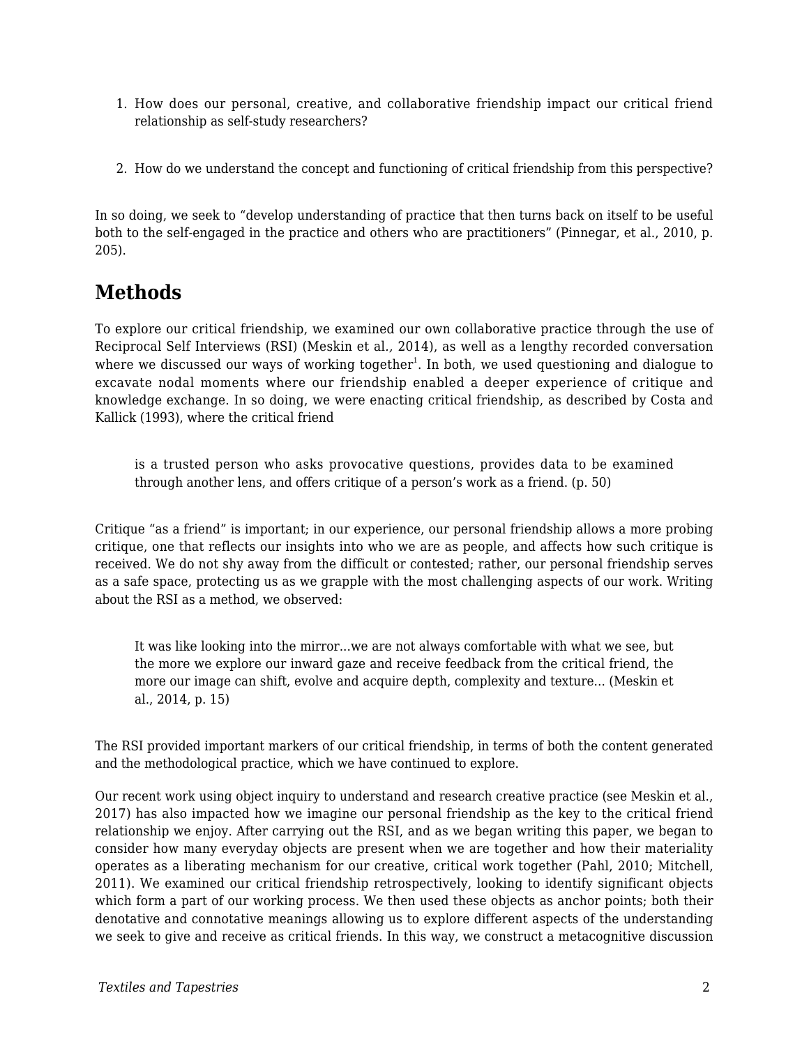1. How does our personal, creative, and collaborative friendship impact our critical friend relationship as self-study researchers?

2. How do we understand the concept and functioning of critical friendship from this perspective?

In so doing, we seek to "develop understanding of practice that then turns back on itself to be useful both to the self-engaged in the practice and others who are practitioners" (Pinnegar, et al., 2010, p. 205).

## Methods

To explore our critical friendship, we examined our own collaborative practice through the use of Reciprocal Self Interviews (RSI) (Meskin et al., 2014), as well as a lengthy recorded conversation where we discussed our ways of working together[1]. In both, we used questioning and dialogue to excavate nodal moments where our friendship enabled a deeper experience of critique and knowledge exchange. In so doing, we were enacting critical friendship, as described by Costa and Kallick (1993), where the critical friend

> is a trusted person who asks provocative questions, provides data to be examined through another lens, and offers critique of a person's work as a friend. (p. 50)

Critique "as a friend" is important; in our experience, our personal friendship allows a more probing critique, one that reflects our insights into who we are as people, and affects how such critique is received. We do not shy away from the difficult or contested; rather, our personal friendship serves as a safe space, protecting us as we grapple with the most challenging aspects of our work. Writing about the RSI as a method, we observed:

> It was like looking into the mirror...we are not always comfortable with what we see, but the more we explore our inward gaze and receive feedback from the critical friend, the more our image can shift, evolve and acquire depth, complexity and texture... (Meskin et al., 2014, p. 15)

The RSI provided important markers of our critical friendship, in terms of both the content generated and the methodological practice, which we have continued to explore.

Our recent work using object inquiry to understand and research creative practice (see Meskin et al., 2017) has also impacted how we imagine our personal friendship as the key to the critical friend relationship we enjoy. After carrying out the RSI, and as we began writing this paper, we began to consider how many everyday objects are present when we are together and how their materiality operates as a liberating mechanism for our creative, critical work together (Pahl, 2010; Mitchell, 2011). We examined our critical friendship retrospectively, looking to identify significant objects which form a part of our working process. We then used these objects as anchor points; both their denotative and connotative meanings allowing us to explore different aspects of the understanding we seek to give and receive as critical friends. In this way, we construct a metacognitive discussion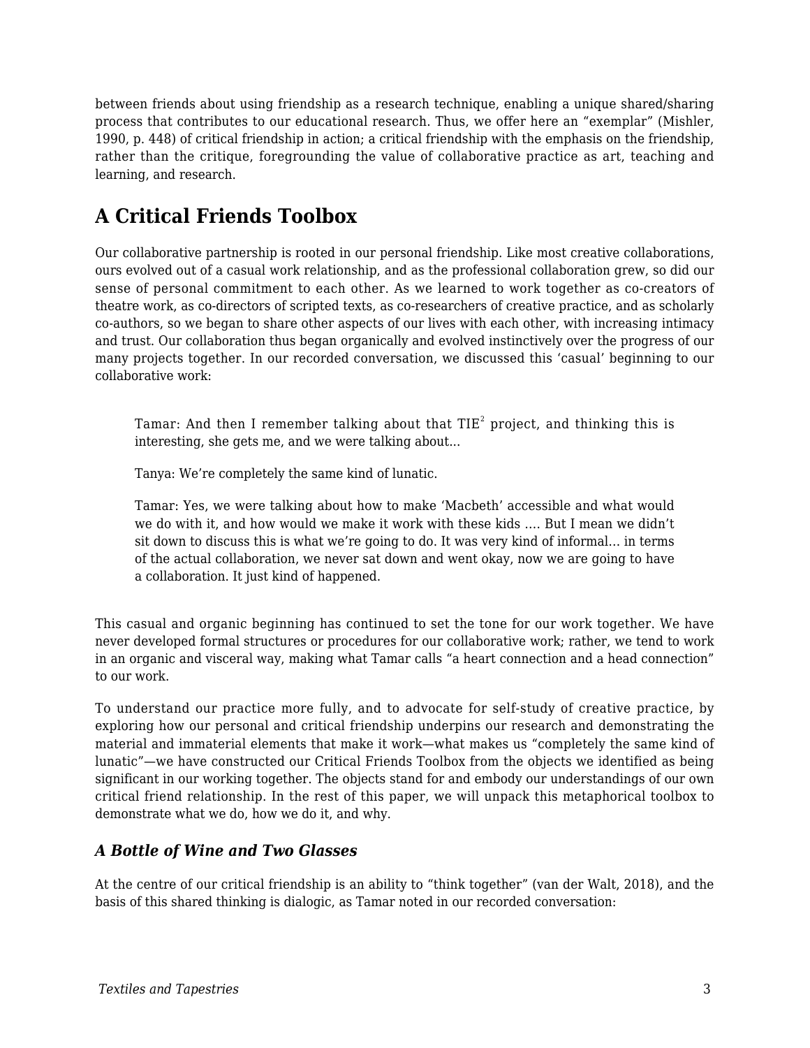between friends about using friendship as a research technique, enabling a unique shared/sharing process that contributes to our educational research. Thus, we offer here an "exemplar" (Mishler, 1990, p. 448) of critical friendship in action; a critical friendship with the emphasis on the friendship, rather than the critique, foregrounding the value of collaborative practice as art, teaching and learning, and research.

## A Critical Friends Toolbox

Our collaborative partnership is rooted in our personal friendship. Like most creative collaborations, ours evolved out of a casual work relationship, and as the professional collaboration grew, so did our sense of personal commitment to each other. As we learned to work together as co-creators of theatre work, as co-directors of scripted texts, as co-researchers of creative practice, and as scholarly co-authors, so we began to share other aspects of our lives with each other, with increasing intimacy and trust. Our collaboration thus began organically and evolved instinctively over the progress of our many projects together. In our recorded conversation, we discussed this 'casual' beginning to our collaborative work:

> Tamar: And then I remember talking about that TIE[2] project, and thinking this is interesting, she gets me, and we were talking about...
>
> Tanya: We're completely the same kind of lunatic.
>
> Tamar: Yes, we were talking about how to make 'Macbeth' accessible and what would we do with it, and how would we make it work with these kids .... But I mean we didn't sit down to discuss this is what we're going to do. It was very kind of informal... in terms of the actual collaboration, we never sat down and went okay, now we are going to have a collaboration. It just kind of happened.

This casual and organic beginning has continued to set the tone for our work together. We have never developed formal structures or procedures for our collaborative work; rather, we tend to work in an organic and visceral way, making what Tamar calls "a heart connection and a head connection" to our work.

To understand our practice more fully, and to advocate for self-study of creative practice, by exploring how our personal and critical friendship underpins our research and demonstrating the material and immaterial elements that make it work—what makes us "completely the same kind of lunatic"—we have constructed our Critical Friends Toolbox from the objects we identified as being significant in our working together. The objects stand for and embody our understandings of our own critical friend relationship. In the rest of this paper, we will unpack this metaphorical toolbox to demonstrate what we do, how we do it, and why.

### *A Bottle of Wine and Two Glasses*

At the centre of our critical friendship is an ability to "think together" (van der Walt, 2018), and the basis of this shared thinking is dialogic, as Tamar noted in our recorded conversation: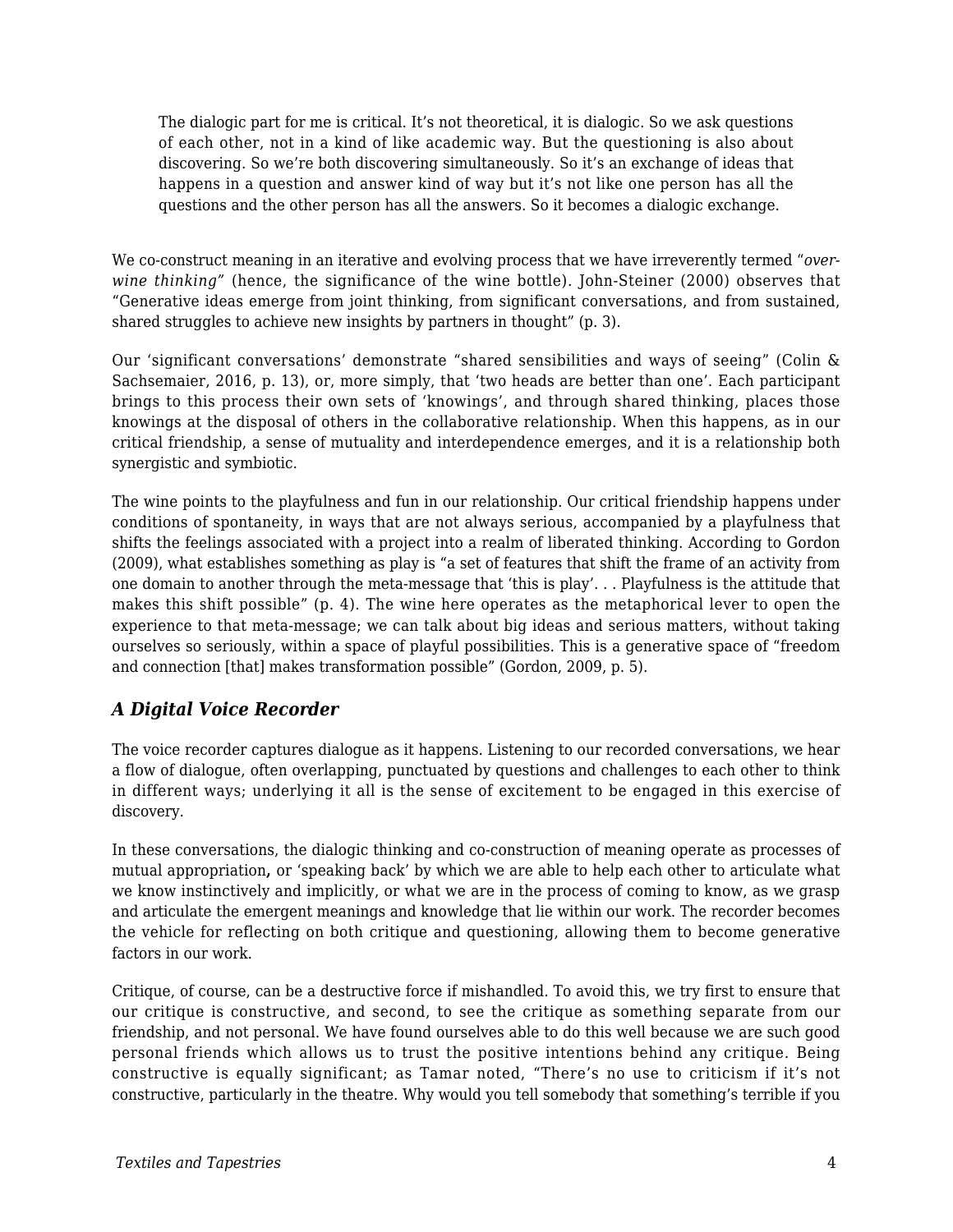> The dialogic part for me is critical. It's not theoretical, it is dialogic. So we ask questions of each other, not in a kind of like academic way. But the questioning is also about discovering. So we're both discovering simultaneously. So it's an exchange of ideas that happens in a question and answer kind of way but it's not like one person has all the questions and the other person has all the answers. So it becomes a dialogic exchange.

We co-construct meaning in an iterative and evolving process that we have irreverently termed "*over-wine thinking*" (hence, the significance of the wine bottle). John-Steiner (2000) observes that "Generative ideas emerge from joint thinking, from significant conversations, and from sustained, shared struggles to achieve new insights by partners in thought" (p. 3).

Our 'significant conversations' demonstrate "shared sensibilities and ways of seeing" (Colin & Sachsemaier, 2016, p. 13), or, more simply, that 'two heads are better than one'. Each participant brings to this process their own sets of 'knowings', and through shared thinking, places those knowings at the disposal of others in the collaborative relationship. When this happens, as in our critical friendship, a sense of mutuality and interdependence emerges, and it is a relationship both synergistic and symbiotic.

The wine points to the playfulness and fun in our relationship. Our critical friendship happens under conditions of spontaneity, in ways that are not always serious, accompanied by a playfulness that shifts the feelings associated with a project into a realm of liberated thinking. According to Gordon (2009), what establishes something as play is "a set of features that shift the frame of an activity from one domain to another through the meta-message that 'this is play'. . . Playfulness is the attitude that makes this shift possible" (p. 4). The wine here operates as the metaphorical lever to open the experience to that meta-message; we can talk about big ideas and serious matters, without taking ourselves so seriously, within a space of playful possibilities. This is a generative space of "freedom and connection [that] makes transformation possible" (Gordon, 2009, p. 5).

## *A Digital Voice Recorder*

The voice recorder captures dialogue as it happens. Listening to our recorded conversations, we hear a flow of dialogue, often overlapping, punctuated by questions and challenges to each other to think in different ways; underlying it all is the sense of excitement to be engaged in this exercise of discovery.

In these conversations, the dialogic thinking and co-construction of meaning operate as processes of mutual appropriation**,** or 'speaking back' by which we are able to help each other to articulate what we know instinctively and implicitly, or what we are in the process of coming to know, as we grasp and articulate the emergent meanings and knowledge that lie within our work. The recorder becomes the vehicle for reflecting on both critique and questioning, allowing them to become generative factors in our work.

Critique, of course, can be a destructive force if mishandled. To avoid this, we try first to ensure that our critique is constructive, and second, to see the critique as something separate from our friendship, and not personal. We have found ourselves able to do this well because we are such good personal friends which allows us to trust the positive intentions behind any critique. Being constructive is equally significant; as Tamar noted, "There's no use to criticism if it's not constructive, particularly in the theatre. Why would you tell somebody that something's terrible if you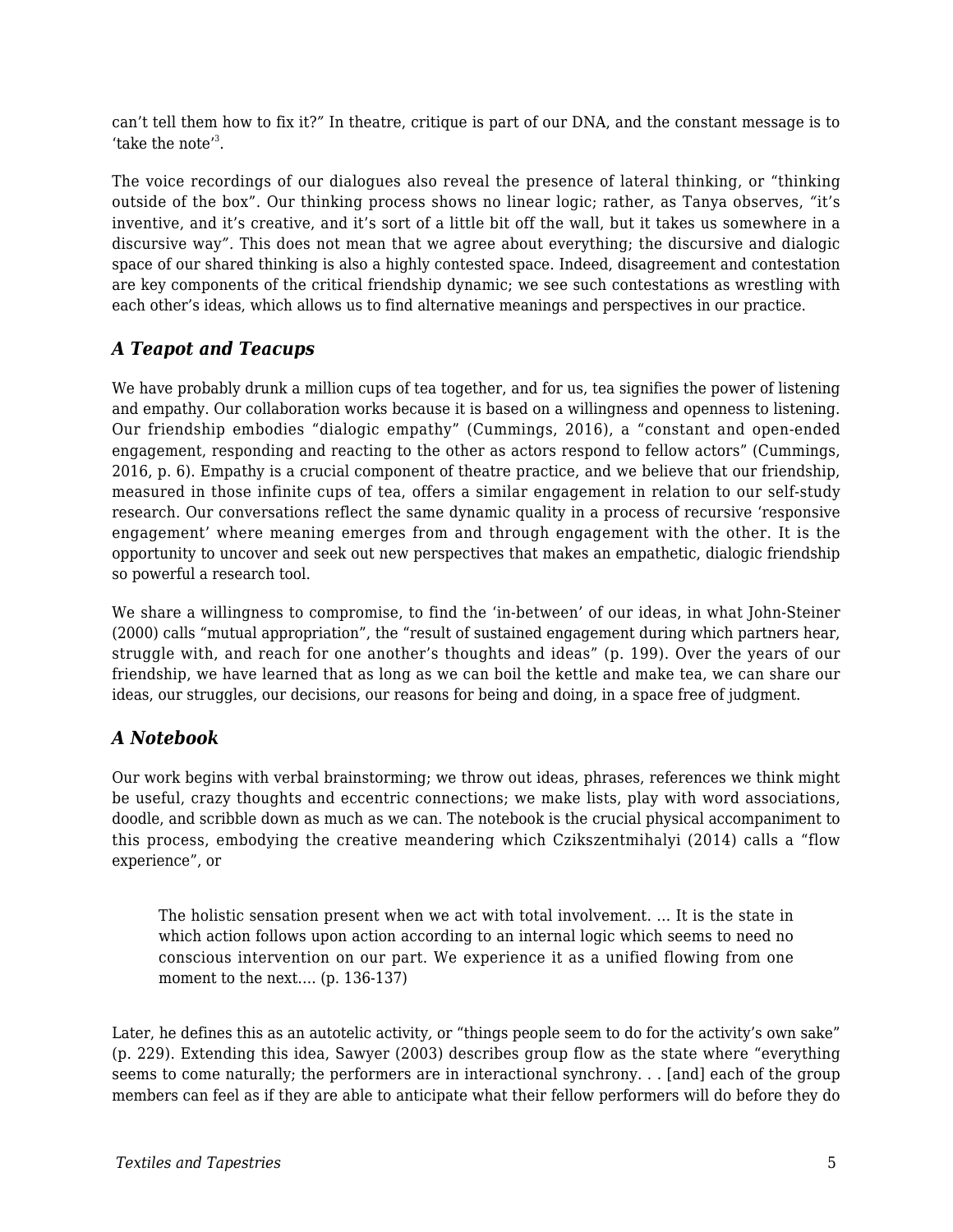can’t tell them how to fix it?” In theatre, critique is part of our DNA, and the constant message is to ‘take the note’[3].

The voice recordings of our dialogues also reveal the presence of lateral thinking, or “thinking outside of the box”. Our thinking process shows no linear logic; rather, as Tanya observes, *“it’s inventive, and it’s creative, and it’s sort of a little bit off the wall, but it takes us somewhere in a discursive way”*. This does not mean that we agree about everything; the discursive and dialogic space of our shared thinking is also a highly contested space. Indeed, disagreement and contestation are key components of the critical friendship dynamic; we see such contestations as wrestling with each other’s ideas, which allows us to find alternative meanings and perspectives in our practice.

### *A Teapot and Teacups*

We have probably drunk a million cups of tea together, and for us, tea signifies the power of listening and empathy. Our collaboration works because it is based on a willingness and openness to listening. Our friendship embodies “dialogic empathy” (Cummings, 2016), a “constant and open-ended engagement, responding and reacting to the other as actors respond to fellow actors” (Cummings, 2016, p. 6). Empathy is a crucial component of theatre practice, and we believe that our friendship, measured in those infinite cups of tea, offers a similar engagement in relation to our self-study research. Our conversations reflect the same dynamic quality in a process of recursive ‘responsive engagement’ where meaning emerges from and through engagement with the other. It is the opportunity to uncover and seek out new perspectives that makes an empathetic, dialogic friendship so powerful a research tool.

We share a willingness to compromise, to find the ‘in-between’ of our ideas, in what John-Steiner (2000) calls “mutual appropriation”, the “result of sustained engagement during which partners hear, struggle with, and reach for one another’s thoughts and ideas” (p. 199). Over the years of our friendship, we have learned that as long as we can boil the kettle and make tea, we can share our ideas, our struggles, our decisions, our reasons for being and doing, in a space free of judgment.

### *A Notebook*

Our work begins with verbal brainstorming; we throw out ideas, phrases, references we think might be useful, crazy thoughts and eccentric connections; we make lists, play with word associations, doodle, and scribble down as much as we can. The notebook is the crucial physical accompaniment to this process, embodying the creative meandering which Czikszentmihalyi (2014) calls a “flow experience”, or

> The holistic sensation present when we act with total involvement. … It is the state in which action follows upon action according to an internal logic which seems to need no conscious intervention on our part. We experience it as a unified flowing from one moment to the next…. (p. 136-137)

Later, he defines this as an autotelic activity, or “things people seem to do for the activity’s own sake” (p. 229). Extending this idea, Sawyer (2003) describes group flow as the state where “everything seems to come naturally; the performers are in interactional synchrony. . . [and] each of the group members can feel as if they are able to anticipate what their fellow performers will do before they do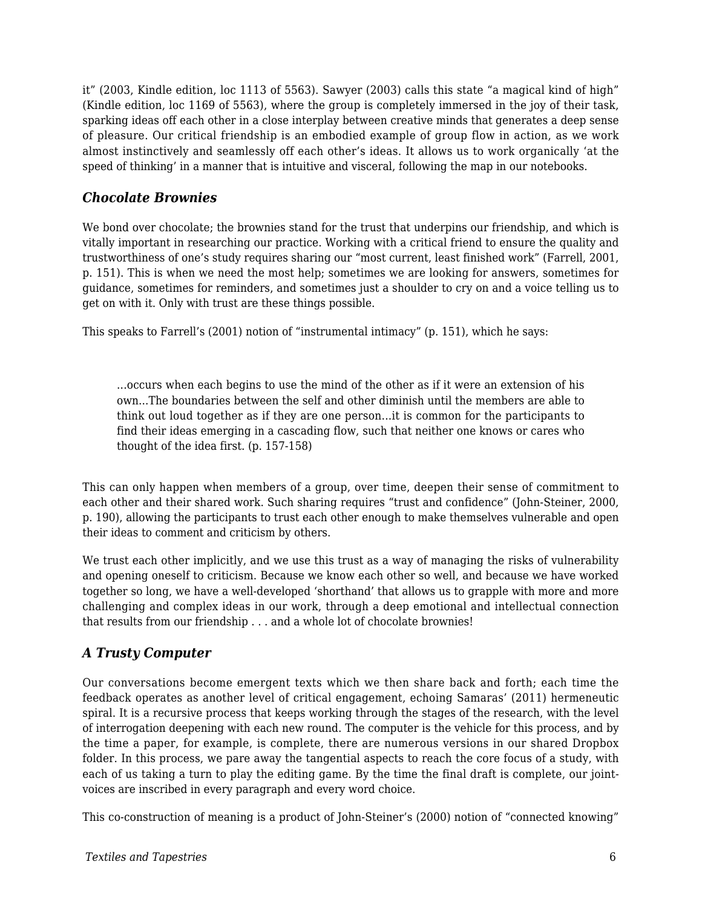it" (2003, Kindle edition, loc 1113 of 5563). Sawyer (2003) calls this state "a magical kind of high" (Kindle edition, loc 1169 of 5563), where the group is completely immersed in the joy of their task, sparking ideas off each other in a close interplay between creative minds that generates a deep sense of pleasure. Our critical friendship is an embodied example of group flow in action, as we work almost instinctively and seamlessly off each other's ideas. It allows us to work organically 'at the speed of thinking' in a manner that is intuitive and visceral, following the map in our notebooks.

### *Chocolate Brownies*

We bond over chocolate; the brownies stand for the trust that underpins our friendship, and which is vitally important in researching our practice. Working with a critical friend to ensure the quality and trustworthiness of one's study requires sharing our "most current, least finished work" (Farrell, 2001, p. 151). This is when we need the most help; sometimes we are looking for answers, sometimes for guidance, sometimes for reminders, and sometimes just a shoulder to cry on and a voice telling us to get on with it. Only with trust are these things possible.

This speaks to Farrell's (2001) notion of "instrumental intimacy" (p. 151), which he says:

> …occurs when each begins to use the mind of the other as if it were an extension of his own…The boundaries between the self and other diminish until the members are able to think out loud together as if they are one person…it is common for the participants to find their ideas emerging in a cascading flow, such that neither one knows or cares who thought of the idea first. (p. 157-158)

This can only happen when members of a group, over time, deepen their sense of commitment to each other and their shared work. Such sharing requires "trust and confidence" (John-Steiner, 2000, p. 190), allowing the participants to trust each other enough to make themselves vulnerable and open their ideas to comment and criticism by others.

We trust each other implicitly, and we use this trust as a way of managing the risks of vulnerability and opening oneself to criticism. Because we know each other so well, and because we have worked together so long, we have a well-developed 'shorthand' that allows us to grapple with more and more challenging and complex ideas in our work, through a deep emotional and intellectual connection that results from our friendship . . . and a whole lot of chocolate brownies!

### *A Trusty Computer*

Our conversations become emergent texts which we then share back and forth; each time the feedback operates as another level of critical engagement, echoing Samaras' (2011) hermeneutic spiral. It is a recursive process that keeps working through the stages of the research, with the level of interrogation deepening with each new round. The computer is the vehicle for this process, and by the time a paper, for example, is complete, there are numerous versions in our shared Dropbox folder. In this process, we pare away the tangential aspects to reach the core focus of a study, with each of us taking a turn to play the editing game. By the time the final draft is complete, our joint-voices are inscribed in every paragraph and every word choice.

This co-construction of meaning is a product of John-Steiner's (2000) notion of "connected knowing"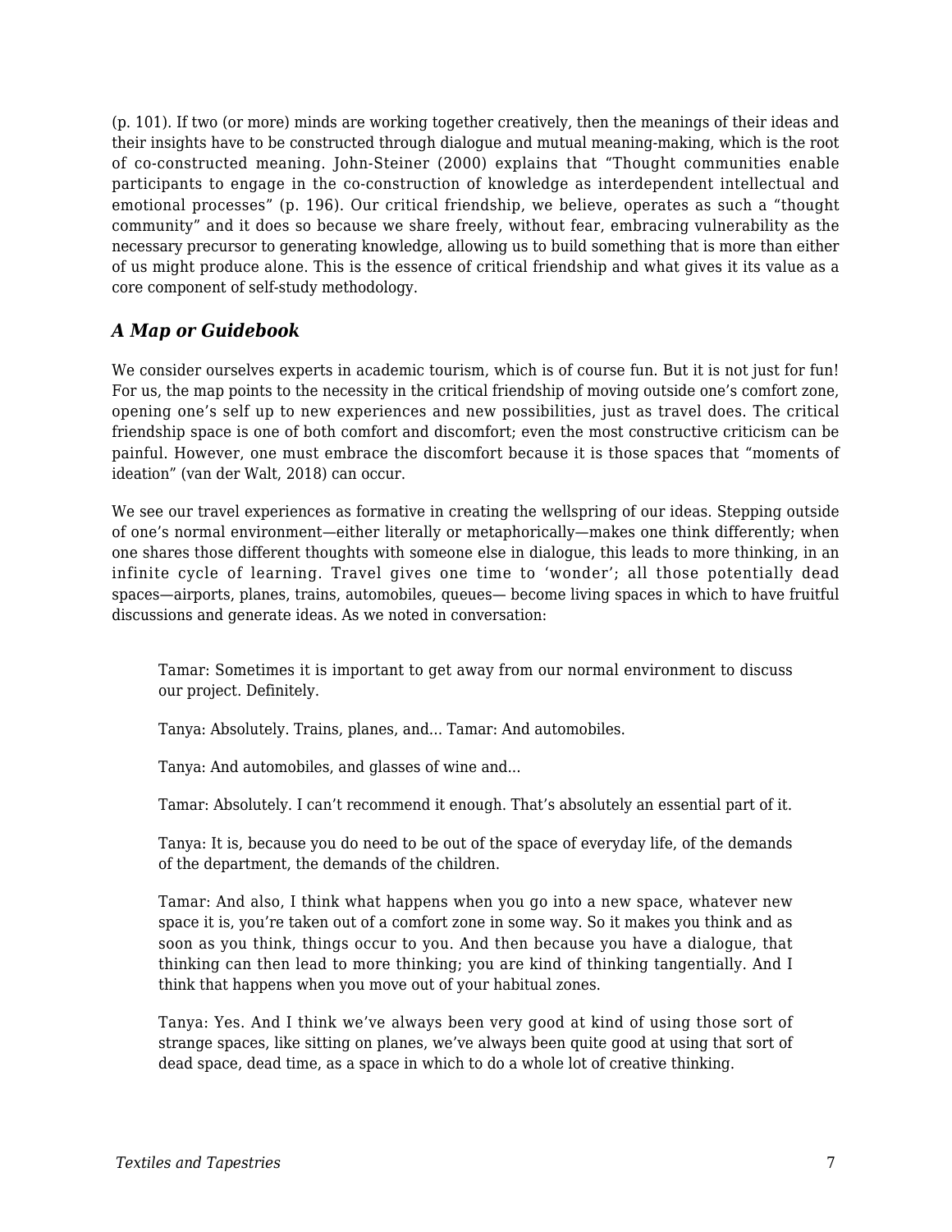(p. 101). If two (or more) minds are working together creatively, then the meanings of their ideas and their insights have to be constructed through dialogue and mutual meaning-making, which is the root of co-constructed meaning. John-Steiner (2000) explains that "Thought communities enable participants to engage in the co-construction of knowledge as interdependent intellectual and emotional processes" (p. 196). Our critical friendship, we believe, operates as such a "thought community" and it does so because we share freely, without fear, embracing vulnerability as the necessary precursor to generating knowledge, allowing us to build something that is more than either of us might produce alone. This is the essence of critical friendship and what gives it its value as a core component of self-study methodology.

### *A Map or Guidebook*

We consider ourselves experts in academic tourism, which is of course fun. But it is not just for fun! For us, the map points to the necessity in the critical friendship of moving outside one's comfort zone, opening one's self up to new experiences and new possibilities, just as travel does. The critical friendship space is one of both comfort and discomfort; even the most constructive criticism can be painful. However, one must embrace the discomfort because it is those spaces that "moments of ideation" (van der Walt, 2018) can occur.

We see our travel experiences as formative in creating the wellspring of our ideas. Stepping outside of one's normal environment—either literally or metaphorically—makes one think differently; when one shares those different thoughts with someone else in dialogue, this leads to more thinking, in an infinite cycle of learning. Travel gives one time to 'wonder'; all those potentially dead spaces—airports, planes, trains, automobiles, queues— become living spaces in which to have fruitful discussions and generate ideas. As we noted in conversation:

> Tamar: Sometimes it is important to get away from our normal environment to discuss our project. Definitely.
>
> Tanya: Absolutely. Trains, planes, and... Tamar: And automobiles.
>
> Tanya: And automobiles, and glasses of wine and...
>
> Tamar: Absolutely. I can't recommend it enough. That's absolutely an essential part of it.
>
> Tanya: It is, because you do need to be out of the space of everyday life, of the demands of the department, the demands of the children.
>
> Tamar: And also, I think what happens when you go into a new space, whatever new space it is, you're taken out of a comfort zone in some way. So it makes you think and as soon as you think, things occur to you. And then because you have a dialogue, that thinking can then lead to more thinking; you are kind of thinking tangentially. And I think that happens when you move out of your habitual zones.
>
> Tanya: Yes. And I think we've always been very good at kind of using those sort of strange spaces, like sitting on planes, we've always been quite good at using that sort of dead space, dead time, as a space in which to do a whole lot of creative thinking.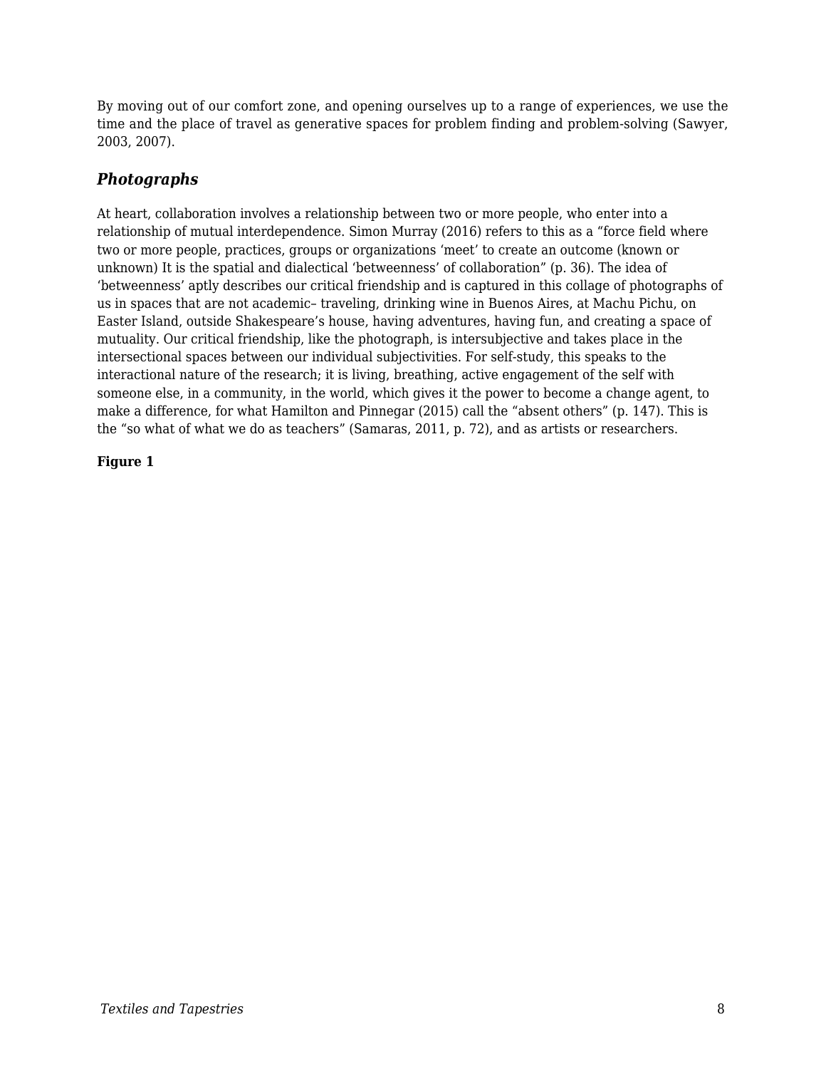By moving out of our comfort zone, and opening ourselves up to a range of experiences, we use the time and the place of travel as generative spaces for problem finding and problem-solving (Sawyer, 2003, 2007).

### *Photographs*

At heart, collaboration involves a relationship between two or more people, who enter into a relationship of mutual interdependence. Simon Murray (2016) refers to this as a “force field where two or more people, practices, groups or organizations ‘meet’ to create an outcome (known or unknown) It is the spatial and dialectical ‘betweenness’ of collaboration” (p. 36). The idea of ‘betweenness’ aptly describes our critical friendship and is captured in this collage of photographs of us in spaces that are not academic– traveling, drinking wine in Buenos Aires, at Machu Pichu, on Easter Island, outside Shakespeare’s house, having adventures, having fun, and creating a space of mutuality. Our critical friendship, like the photograph, is intersubjective and takes place in the intersectional spaces between our individual subjectivities. For self-study, this speaks to the interactional nature of the research; it is living, breathing, active engagement of the self with someone else, in a community, in the world, which gives it the power to become a change agent, to make a difference, for what Hamilton and Pinnegar (2015) call the “absent others” (p. 147). This is the “so what of what we do as teachers” (Samaras, 2011, p. 72), and as artists or researchers.

**Figure 1**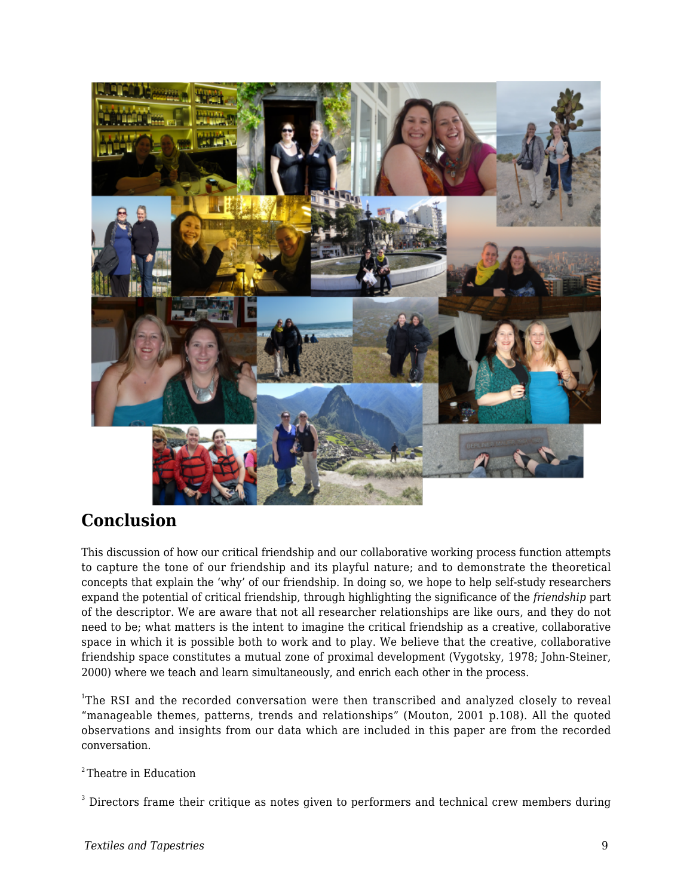## Conclusion

This discussion of how our critical friendship and our collaborative working process function attempts to capture the tone of our friendship and its playful nature; and to demonstrate the theoretical concepts that explain the 'why' of our friendship. In doing so, we hope to help self-study researchers expand the potential of critical friendship, through highlighting the significance of the *friendship* part of the descriptor. We are aware that not all researcher relationships are like ours, and they do not need to be; what matters is the intent to imagine the critical friendship as a creative, collaborative space in which it is possible both to work and to play. We believe that the creative, collaborative friendship space constitutes a mutual zone of proximal development (Vygotsky, 1978; John-Steiner, 2000) where we teach and learn simultaneously, and enrich each other in the process.

[1]The RSI and the recorded conversation were then transcribed and analyzed closely to reveal "manageable themes, patterns, trends and relationships" (Mouton, 2001 p.108). All the quoted observations and insights from our data which are included in this paper are from the recorded conversation.

[2] Theatre in Education

[3] Directors frame their critique as notes given to performers and technical crew members during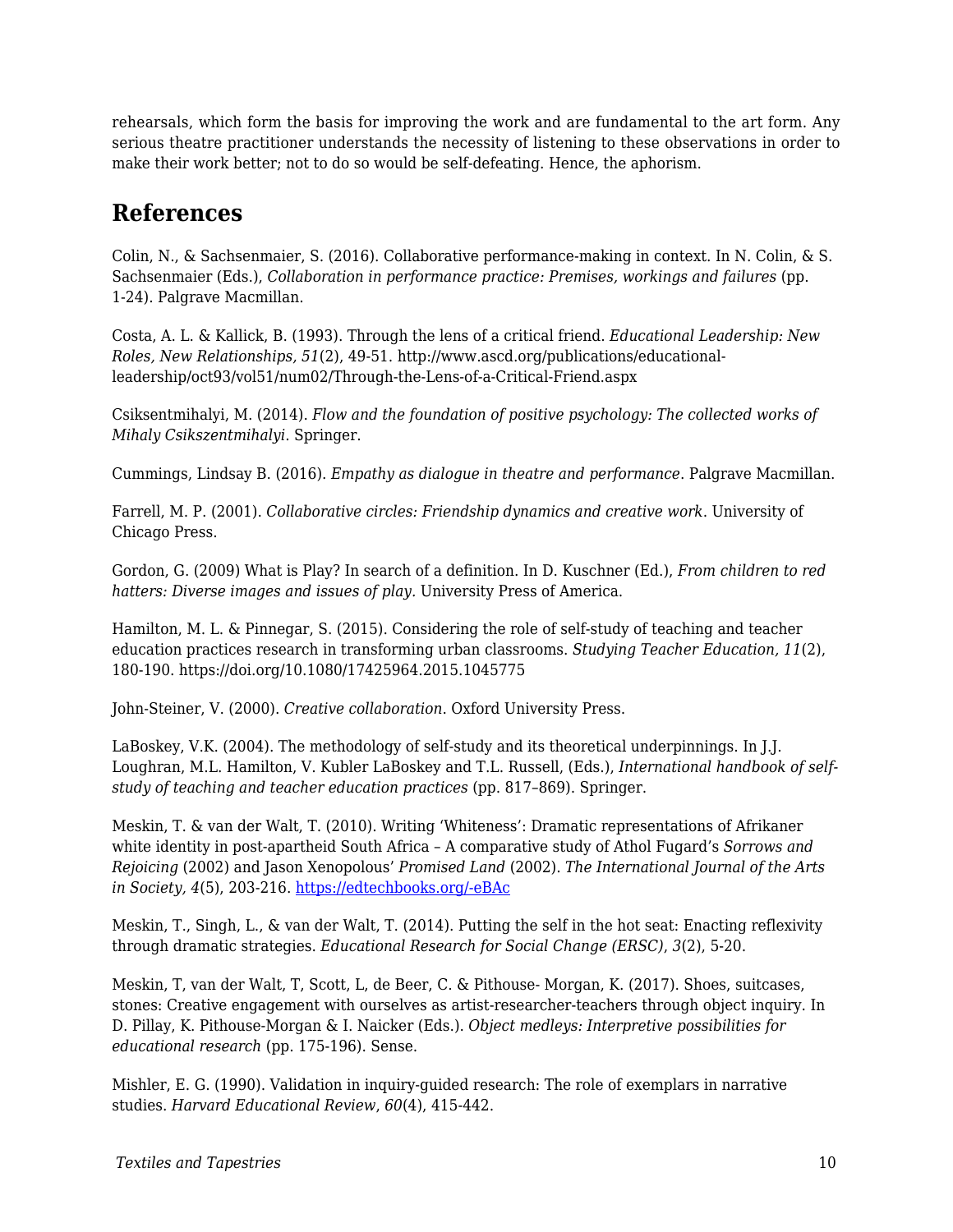rehearsals, which form the basis for improving the work and are fundamental to the art form. Any serious theatre practitioner understands the necessity of listening to these observations in order to make their work better; not to do so would be self-defeating. Hence, the aphorism.

## References

Colin, N., & Sachsenmaier, S. (2016). Collaborative performance-making in context. In N. Colin, & S. Sachsenmaier (Eds.), *Collaboration in performance practice: Premises, workings and failures* (pp. 1-24). Palgrave Macmillan.

Costa, A. L. & Kallick, B. (1993). Through the lens of a critical friend. *Educational Leadership: New Roles, New Relationships, 51*(2), 49-51. http://www.ascd.org/publications/educational-leadership/oct93/vol51/num02/Through-the-Lens-of-a-Critical-Friend.aspx

Csiksentmihalyi, M. (2014). *Flow and the foundation of positive psychology: The collected works of Mihaly Csikszentmihalyi*. Springer.

Cummings, Lindsay B. (2016). *Empathy as dialogue in theatre and performance*. Palgrave Macmillan.

Farrell, M. P. (2001). *Collaborative circles: Friendship dynamics and creative work*. University of Chicago Press.

Gordon, G. (2009) What is Play? In search of a definition. In D. Kuschner (Ed.), *From children to red hatters: Diverse images and issues of play.* University Press of America.

Hamilton, M. L. & Pinnegar, S. (2015). Considering the role of self-study of teaching and teacher education practices research in transforming urban classrooms. *Studying Teacher Education, 11*(2), 180-190. https://doi.org/10.1080/17425964.2015.1045775

John-Steiner, V. (2000). *Creative collaboration*. Oxford University Press.

LaBoskey, V.K. (2004). The methodology of self-study and its theoretical underpinnings. In J.J. Loughran, M.L. Hamilton, V. Kubler LaBoskey and T.L. Russell, (Eds.), *International handbook of self-study of teaching and teacher education practices* (pp. 817–869). Springer.

Meskin, T. & van der Walt, T. (2010). Writing 'Whiteness': Dramatic representations of Afrikaner white identity in post-apartheid South Africa – A comparative study of Athol Fugard's *Sorrows and Rejoicing* (2002) and Jason Xenopolous' *Promised Land* (2002). *The International Journal of the Arts in Society, 4*(5), 203-216. https://edtechbooks.org/-eBAc

Meskin, T., Singh, L., & van der Walt, T. (2014). Putting the self in the hot seat: Enacting reflexivity through dramatic strategies. *Educational Research for Social Change (ERSC)*, *3*(2), 5-20.

Meskin, T, van der Walt, T, Scott, L, de Beer, C. & Pithouse- Morgan, K. (2017). Shoes, suitcases, stones: Creative engagement with ourselves as artist-researcher-teachers through object inquiry. In D. Pillay, K. Pithouse-Morgan & I. Naicker (Eds.). *Object medleys: Interpretive possibilities for educational research* (pp. 175-196). Sense.

Mishler, E. G. (1990). Validation in inquiry-guided research: The role of exemplars in narrative studies. *Harvard Educational Review*, *60*(4), 415-442.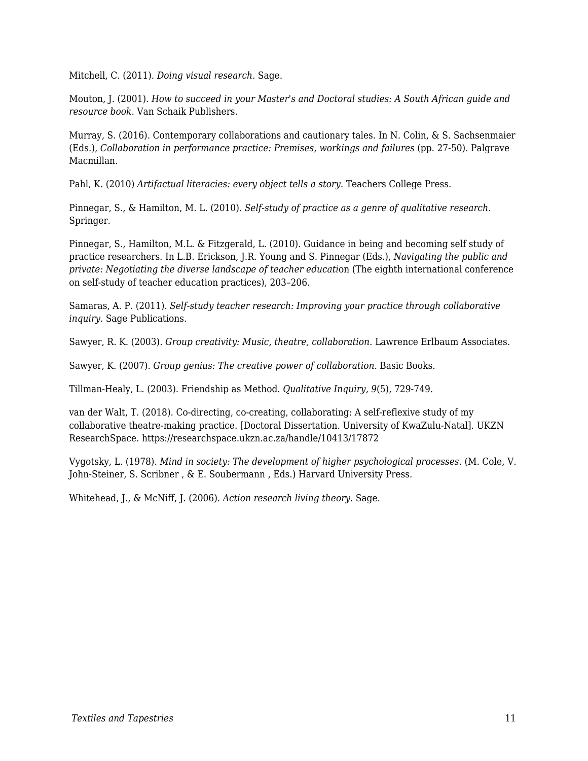Mitchell, C. (2011). *Doing visual research*. Sage.

Mouton, J. (2001). *How to succeed in your Master's and Doctoral studies: A South African guide and resource book*. Van Schaik Publishers.

Murray, S. (2016). Contemporary collaborations and cautionary tales. In N. Colin, & S. Sachsenmaier (Eds.), *Collaboration in performance practice: Premises, workings and failures* (pp. 27-50). Palgrave Macmillan.

Pahl, K. (2010) *Artifactual literacies: every object tells a story.* Teachers College Press.

Pinnegar, S., & Hamilton, M. L. (2010). *Self-study of practice as a genre of qualitative research*. Springer.

Pinnegar, S., Hamilton, M.L. & Fitzgerald, L. (2010). Guidance in being and becoming self study of practice researchers. In L.B. Erickson, J.R. Young and S. Pinnegar (Eds.), *Navigating the public and private: Negotiating the diverse landscape of teacher educati*on (The eighth international conference on self-study of teacher education practices), 203–206.

Samaras, A. P. (2011). *Self-study teacher research: Improving your practice through collaborative inquiry*. Sage Publications.

Sawyer, R. K. (2003). *Group creativity: Music, theatre, collaboration*. Lawrence Erlbaum Associates.

Sawyer, K. (2007). *Group genius: The creative power of collaboration*. Basic Books.

Tillman-Healy, L. (2003). Friendship as Method. *Qualitative Inquiry, 9*(5), 729-749.

van der Walt, T. (2018). Co-directing, co-creating, collaborating: A self-reflexive study of my collaborative theatre-making practice. [Doctoral Dissertation. University of KwaZulu-Natal]. UKZN ResearchSpace. https://researchspace.ukzn.ac.za/handle/10413/17872

Vygotsky, L. (1978). *Mind in society: The development of higher psychological processes*. (M. Cole, V. John-Steiner, S. Scribner , & E. Soubermann , Eds.) Harvard University Press.

Whitehead, J., & McNiff, J. (2006). *Action research living theory*. Sage.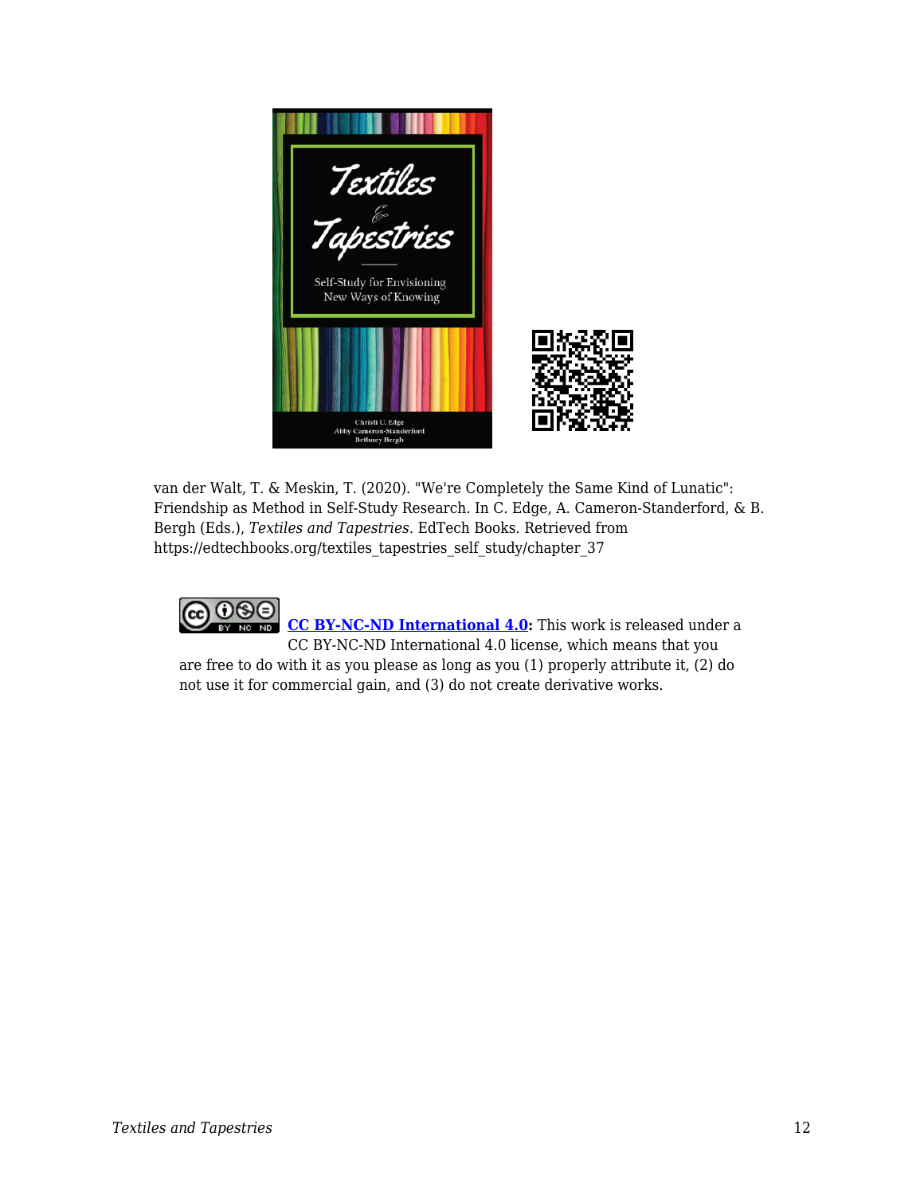van der Walt, T. & Meskin, T. (2020). "We're Completely the Same Kind of Lunatic": Friendship as Method in Self-Study Research. In C. Edge, A. Cameron-Standerford, & B. Bergh (Eds.), *Textiles and Tapestries*. EdTech Books. Retrieved from https://edtechbooks.org/textiles_tapestries_self_study/chapter_37

**CC BY-NC-ND International 4.0:** This work is released under a CC BY-NC-ND International 4.0 license, which means that you are free to do with it as you please as long as you (1) properly attribute it, (2) do not use it for commercial gain, and (3) do not create derivative works.